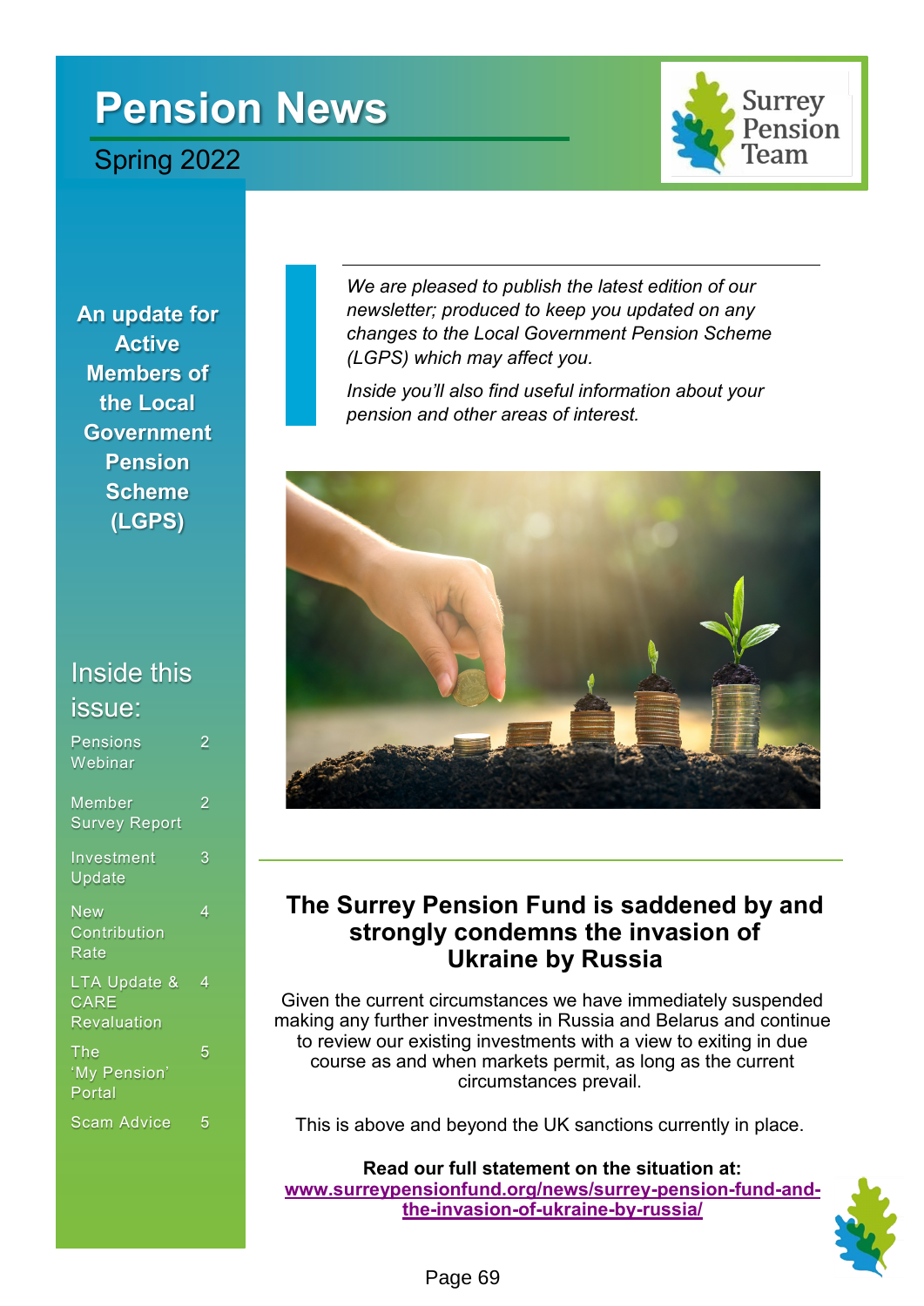# Pension News

Spring 2022

Surrey Pension Team

**An update for Active Members of the Local Government Pension Scheme (LGPS)**

## Inside this issue:

| | |
|---|---|
| Pensions Webinar | 2 |
| Member Survey Report | 2 |
| Investment Update | 3 |
| New Contribution Rate | 4 |
| LTA Update & CARE Revaluation | 4 |
| The 'My Pension' Portal | 5 |
| Scam Advice | 5 |

*We are pleased to publish the latest edition of our newsletter; produced to keep you updated on any changes to the Local Government Pension Scheme (LGPS) which may affect you.*

*Inside you'll also find useful information about your pension and other areas of interest.*

## The Surrey Pension Fund is saddened by and strongly condemns the invasion of Ukraine by Russia

Given the current circumstances we have immediately suspended making any further investments in Russia and Belarus and continue to review our existing investments with a view to exiting in due course as and when markets permit, as long as the current circumstances prevail.

This is above and beyond the UK sanctions currently in place.

**Read our full statement on the situation at:**
**www.surreypensionfund.org/news/surrey-pension-fund-and-the-invasion-of-ukraine-by-russia/**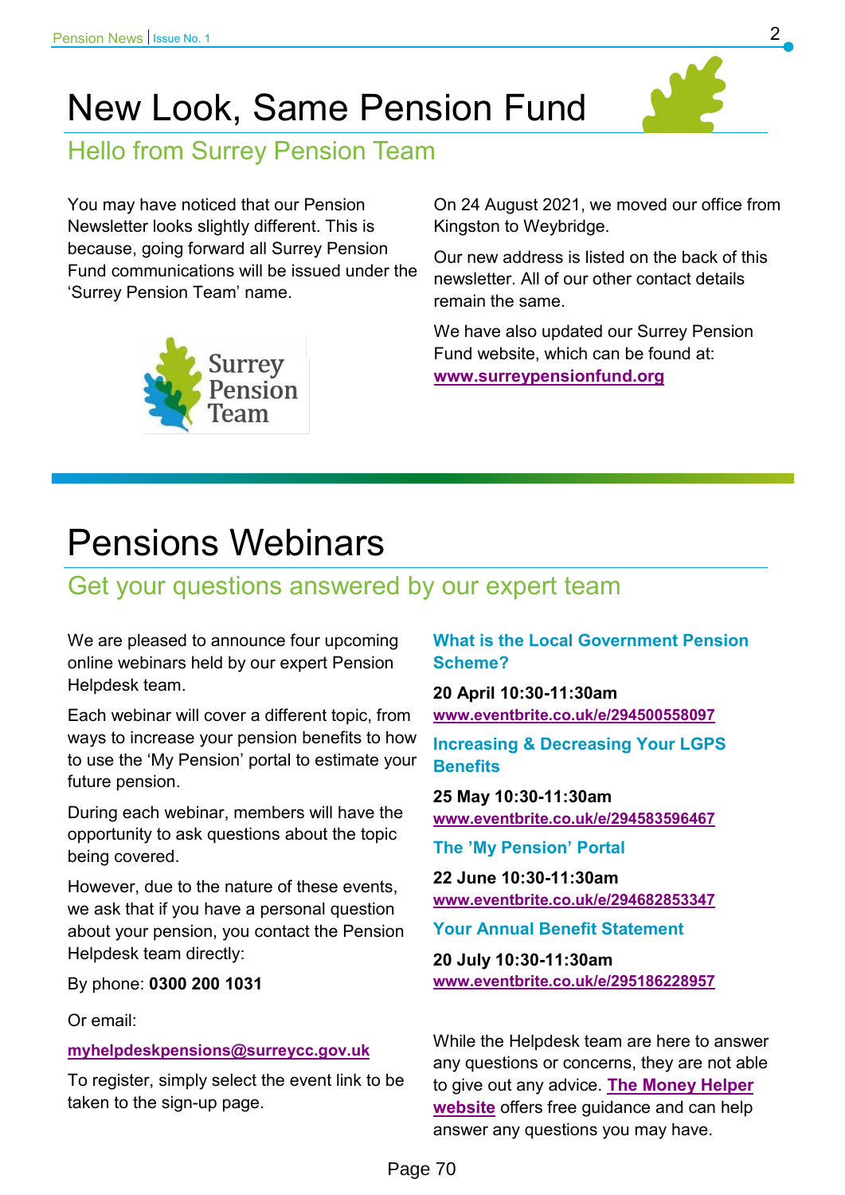# New Look, Same Pension Fund

## Hello from Surrey Pension Team

You may have noticed that our Pension Newsletter looks slightly different. This is because, going forward all Surrey Pension Fund communications will be issued under the 'Surrey Pension Team' name.

Surrey Pension Team

On 24 August 2021, we moved our office from Kingston to Weybridge.

Our new address is listed on the back of this newsletter. All of our other contact details remain the same.

We have also updated our Surrey Pension Fund website, which can be found at: **www.surreypensionfund.org**

# Pensions Webinars

## Get your questions answered by our expert team

We are pleased to announce four upcoming online webinars held by our expert Pension Helpdesk team.

Each webinar will cover a different topic, from ways to increase your pension benefits to how to use the 'My Pension' portal to estimate your future pension.

During each webinar, members will have the opportunity to ask questions about the topic being covered.

However, due to the nature of these events, we ask that if you have a personal question about your pension, you contact the Pension Helpdesk team directly:

By phone: **0300 200 1031**

Or email:

**myhelpdeskpensions@surreycc.gov.uk**

To register, simply select the event link to be taken to the sign-up page.

### What is the Local Government Pension Scheme?

**20 April 10:30-11:30am**
**www.eventbrite.co.uk/e/294500558097**

### Increasing & Decreasing Your LGPS Benefits

**25 May 10:30-11:30am**
**www.eventbrite.co.uk/e/294583596467**

### The 'My Pension' Portal

**22 June 10:30-11:30am**
**www.eventbrite.co.uk/e/294682853347**

### Your Annual Benefit Statement

**20 July 10:30-11:30am**
**www.eventbrite.co.uk/e/295186228957**

While the Helpdesk team are here to answer any questions or concerns, they are not able to give out any advice. **The Money Helper website** offers free guidance and can help answer any questions you may have.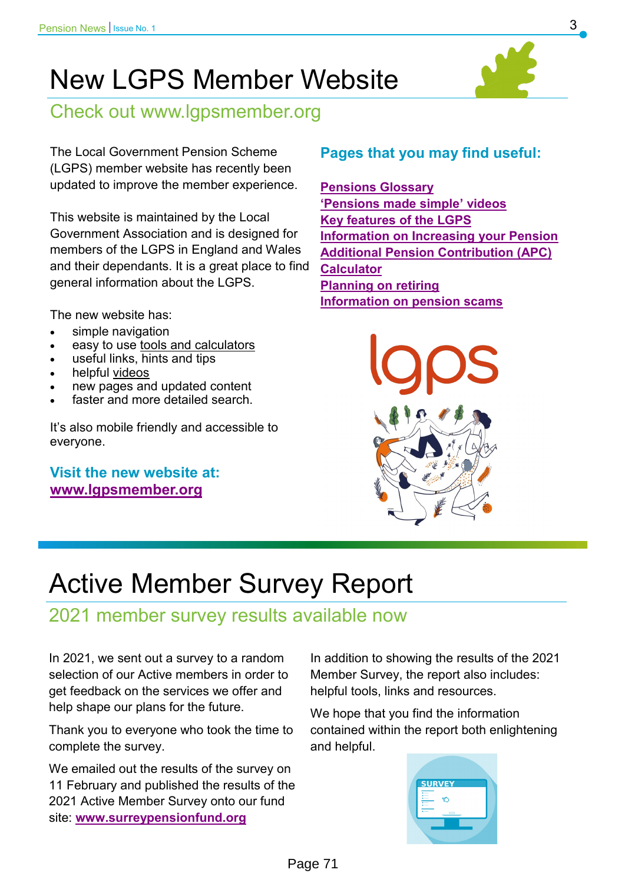# New LGPS Member Website

## Check out www.lgpsmember.org

The Local Government Pension Scheme (LGPS) member website has recently been updated to improve the member experience.

This website is maintained by the Local Government Association and is designed for members of the LGPS in England and Wales and their dependants. It is a great place to find general information about the LGPS.

The new website has:

- simple navigation
- easy to use tools and calculators
- useful links, hints and tips
- helpful videos
- new pages and updated content
- faster and more detailed search.

It's also mobile friendly and accessible to everyone.

**Visit the new website at:**
**www.lgpsmember.org**

### Pages that you may find useful:

**Pensions Glossary**
**'Pensions made simple' videos**
**Key features of the LGPS**
**Information on Increasing your Pension**
**Additional Pension Contribution (APC) Calculator**
**Planning on retiring**
**Information on pension scams**

# Active Member Survey Report

## 2021 member survey results available now

In 2021, we sent out a survey to a random selection of our Active members in order to get feedback on the services we offer and help shape our plans for the future.

Thank you to everyone who took the time to complete the survey.

We emailed out the results of the survey on 11 February and published the results of the 2021 Active Member Survey onto our fund site: **www.surreypensionfund.org**

In addition to showing the results of the 2021 Member Survey, the report also includes: helpful tools, links and resources.

We hope that you find the information contained within the report both enlightening and helpful.

Page 71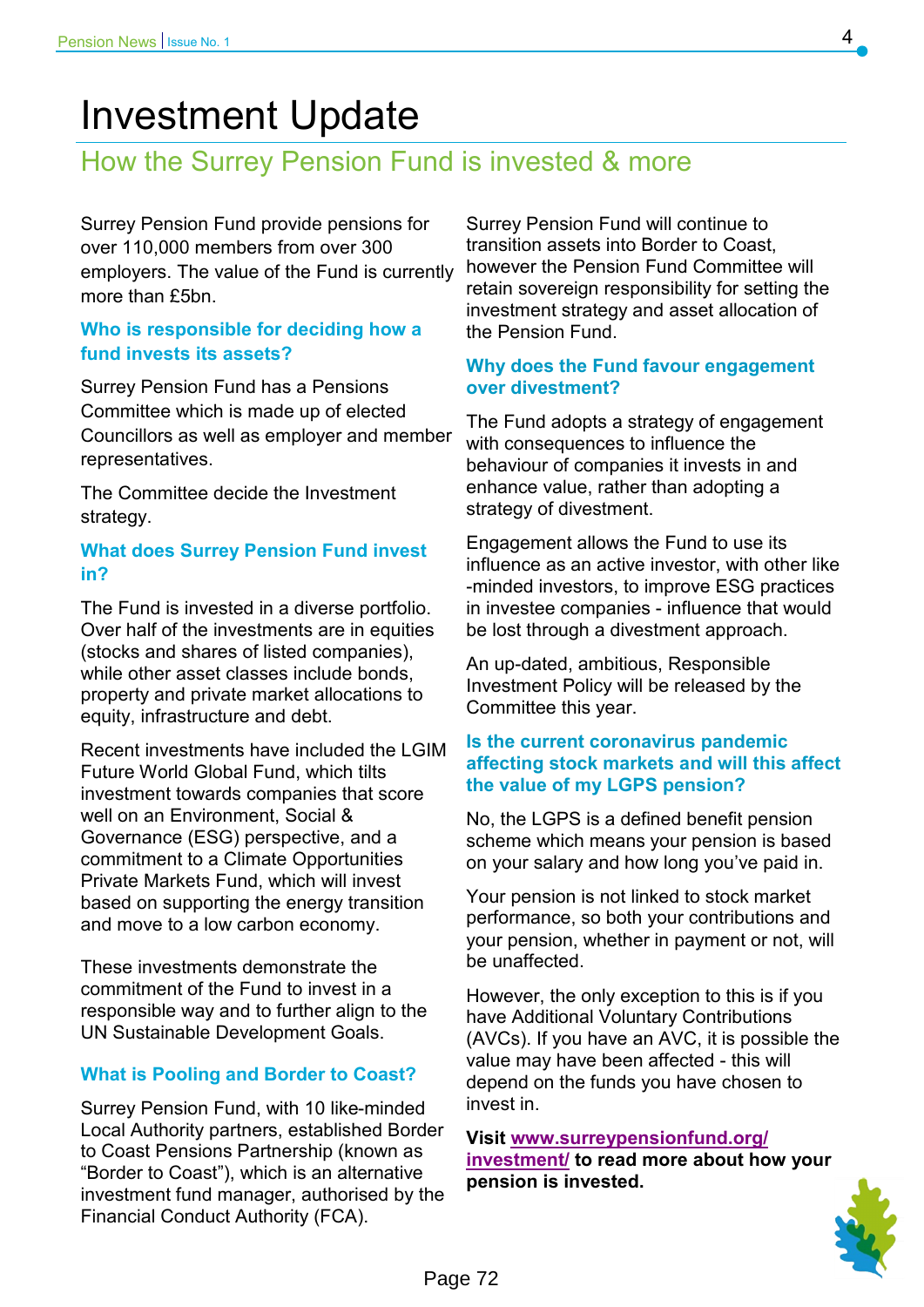# Investment Update

## How the Surrey Pension Fund is invested & more

Surrey Pension Fund provide pensions for over 110,000 members from over 300 employers. The value of the Fund is currently more than £5bn.

### Who is responsible for deciding how a fund invests its assets?

Surrey Pension Fund has a Pensions Committee which is made up of elected Councillors as well as employer and member representatives.

The Committee decide the Investment strategy.

### What does Surrey Pension Fund invest in?

The Fund is invested in a diverse portfolio. Over half of the investments are in equities (stocks and shares of listed companies), while other asset classes include bonds, property and private market allocations to equity, infrastructure and debt.

Recent investments have included the LGIM Future World Global Fund, which tilts investment towards companies that score well on an Environment, Social & Governance (ESG) perspective, and a commitment to a Climate Opportunities Private Markets Fund, which will invest based on supporting the energy transition and move to a low carbon economy.

These investments demonstrate the commitment of the Fund to invest in a responsible way and to further align to the UN Sustainable Development Goals.

### What is Pooling and Border to Coast?

Surrey Pension Fund, with 10 like-minded Local Authority partners, established Border to Coast Pensions Partnership (known as "Border to Coast"), which is an alternative investment fund manager, authorised by the Financial Conduct Authority (FCA).

Surrey Pension Fund will continue to transition assets into Border to Coast, however the Pension Fund Committee will retain sovereign responsibility for setting the investment strategy and asset allocation of the Pension Fund.

### Why does the Fund favour engagement over divestment?

The Fund adopts a strategy of engagement with consequences to influence the behaviour of companies it invests in and enhance value, rather than adopting a strategy of divestment.

Engagement allows the Fund to use its influence as an active investor, with other like-minded investors, to improve ESG practices in investee companies - influence that would be lost through a divestment approach.

An up-dated, ambitious, Responsible Investment Policy will be released by the Committee this year.

### Is the current coronavirus pandemic affecting stock markets and will this affect the value of my LGPS pension?

No, the LGPS is a defined benefit pension scheme which means your pension is based on your salary and how long you've paid in.

Your pension is not linked to stock market performance, so both your contributions and your pension, whether in payment or not, will be unaffected.

However, the only exception to this is if you have Additional Voluntary Contributions (AVCs). If you have an AVC, it is possible the value may have been affected - this will depend on the funds you have chosen to invest in.

**Visit www.surreypensionfund.org/investment/ to read more about how your pension is invested.**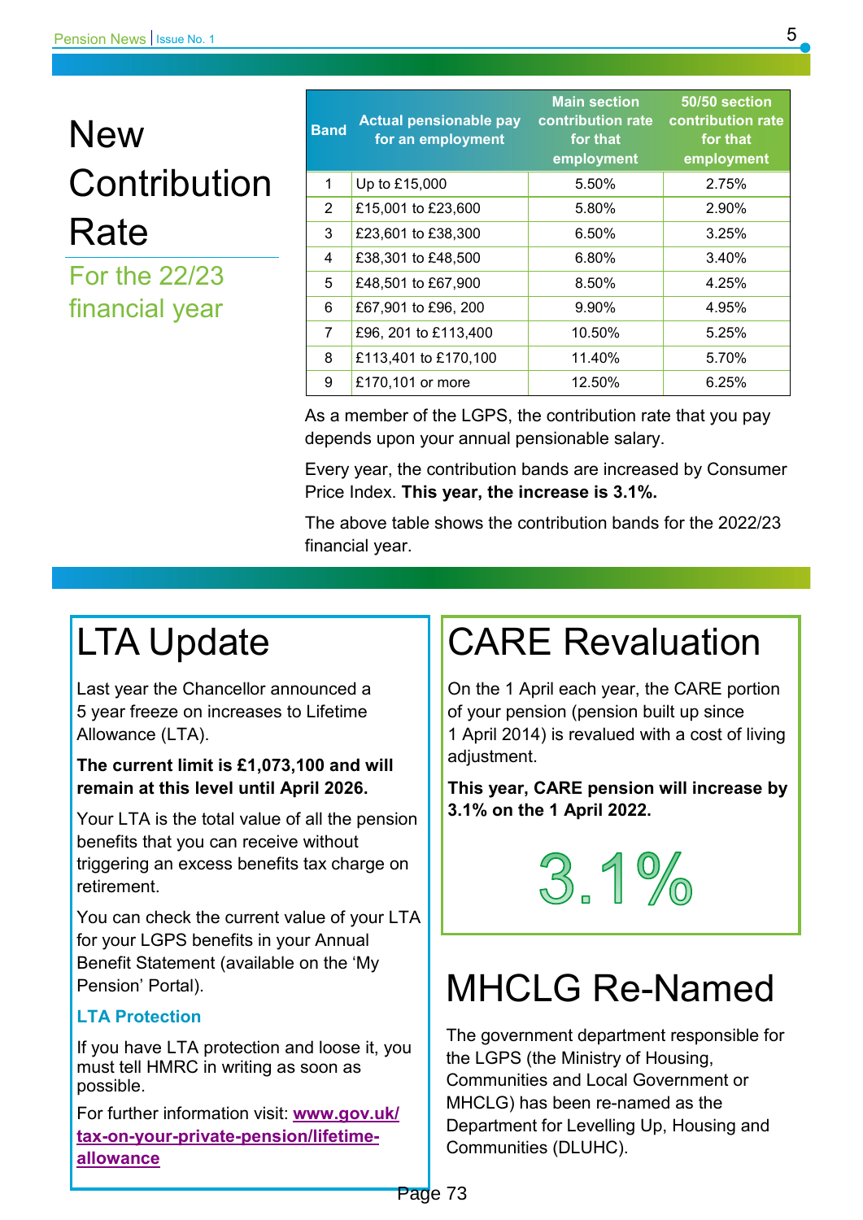# New Contribution Rate

## For the 22/23 financial year

| Band | Actual pensionable pay for an employment | Main section contribution rate for that employment | 50/50 section contribution rate for that employment |
|---|---|---|---|
| 1 | Up to £15,000 | 5.50% | 2.75% |
| 2 | £15,001 to £23,600 | 5.80% | 2.90% |
| 3 | £23,601 to £38,300 | 6.50% | 3.25% |
| 4 | £38,301 to £48,500 | 6.80% | 3.40% |
| 5 | £48,501 to £67,900 | 8.50% | 4.25% |
| 6 | £67,901 to £96, 200 | 9.90% | 4.95% |
| 7 | £96, 201 to £113,400 | 10.50% | 5.25% |
| 8 | £113,401 to £170,100 | 11.40% | 5.70% |
| 9 | £170,101 or more | 12.50% | 6.25% |

As a member of the LGPS, the contribution rate that you pay depends upon your annual pensionable salary.

Every year, the contribution bands are increased by Consumer Price Index. **This year, the increase is 3.1%.**

The above table shows the contribution bands for the 2022/23 financial year.

# LTA Update

Last year the Chancellor announced a 5 year freeze on increases to Lifetime Allowance (LTA).

**The current limit is £1,073,100 and will remain at this level until April 2026.**

Your LTA is the total value of all the pension benefits that you can receive without triggering an excess benefits tax charge on retirement.

You can check the current value of your LTA for your LGPS benefits in your Annual Benefit Statement (available on the 'My Pension' Portal).

### LTA Protection

If you have LTA protection and loose it, you must tell HMRC in writing as soon as possible.

For further information visit: **www.gov.uk/tax-on-your-private-pension/lifetime-allowance**

# CARE Revaluation

On the 1 April each year, the CARE portion of your pension (pension built up since 1 April 2014) is revalued with a cost of living adjustment.

**This year, CARE pension will increase by 3.1% on the 1 April 2022.**

3.1%

# MHCLG Re-Named

The government department responsible for the LGPS (the Ministry of Housing, Communities and Local Government or MHCLG) has been re-named as the Department for Levelling Up, Housing and Communities (DLUHC).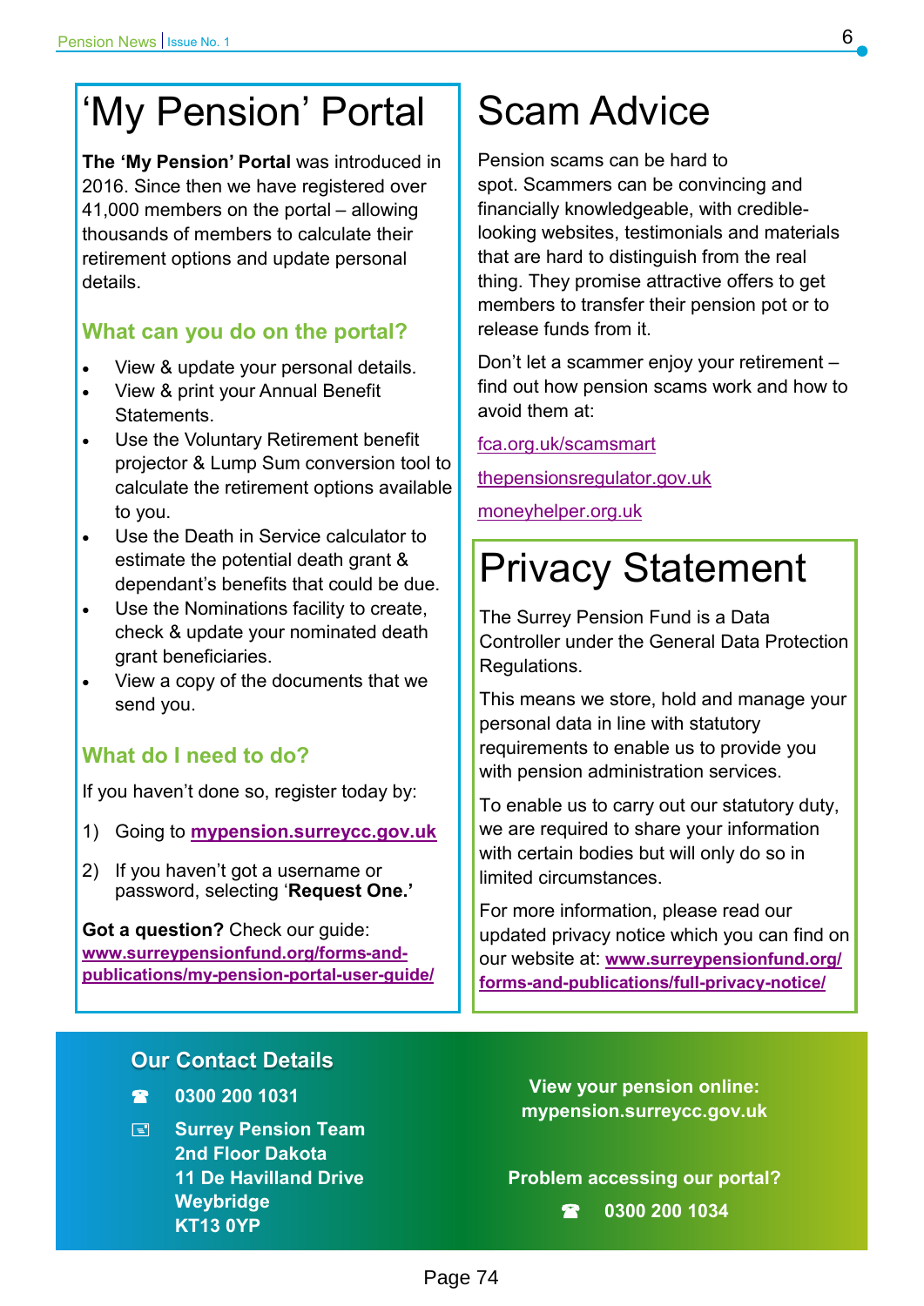# 'My Pension' Portal

**The 'My Pension' Portal** was introduced in 2016. Since then we have registered over 41,000 members on the portal – allowing thousands of members to calculate their retirement options and update personal details.

## What can you do on the portal?

- View & update your personal details.
- View & print your Annual Benefit Statements.
- Use the Voluntary Retirement benefit projector & Lump Sum conversion tool to calculate the retirement options available to you.
- Use the Death in Service calculator to estimate the potential death grant & dependant's benefits that could be due.
- Use the Nominations facility to create, check & update your nominated death grant beneficiaries.
- View a copy of the documents that we send you.

## What do I need to do?

If you haven't done so, register today by:

1) Going to **mypension.surreycc.gov.uk**

2) If you haven't got a username or password, selecting '**Request One.'**

**Got a question?** Check our guide: **www.surreypensionfund.org/forms-and-publications/my-pension-portal-user-guide/**

# Scam Advice

Pension scams can be hard to spot. Scammers can be convincing and financially knowledgeable, with credible-looking websites, testimonials and materials that are hard to distinguish from the real thing. They promise attractive offers to get members to transfer their pension pot or to release funds from it.

Don't let a scammer enjoy your retirement – find out how pension scams work and how to avoid them at:

fca.org.uk/scamsmart

thepensionsregulator.gov.uk

moneyhelper.org.uk

# Privacy Statement

The Surrey Pension Fund is a Data Controller under the General Data Protection Regulations.

This means we store, hold and manage your personal data in line with statutory requirements to enable us to provide you with pension administration services.

To enable us to carry out our statutory duty, we are required to share your information with certain bodies but will only do so in limited circumstances.

For more information, please read our updated privacy notice which you can find on our website at: **www.surreypensionfund.org/forms-and-publications/full-privacy-notice/**

## Our Contact Details

☎ **0300 200 1031**

**Surrey Pension Team**
**2nd Floor Dakota**
**11 De Havilland Drive**
**Weybridge**
**KT13 0YP**

**View your pension online:**
**mypension.surreycc.gov.uk**

**Problem accessing our portal?**
☎ **0300 200 1034**

Page 74